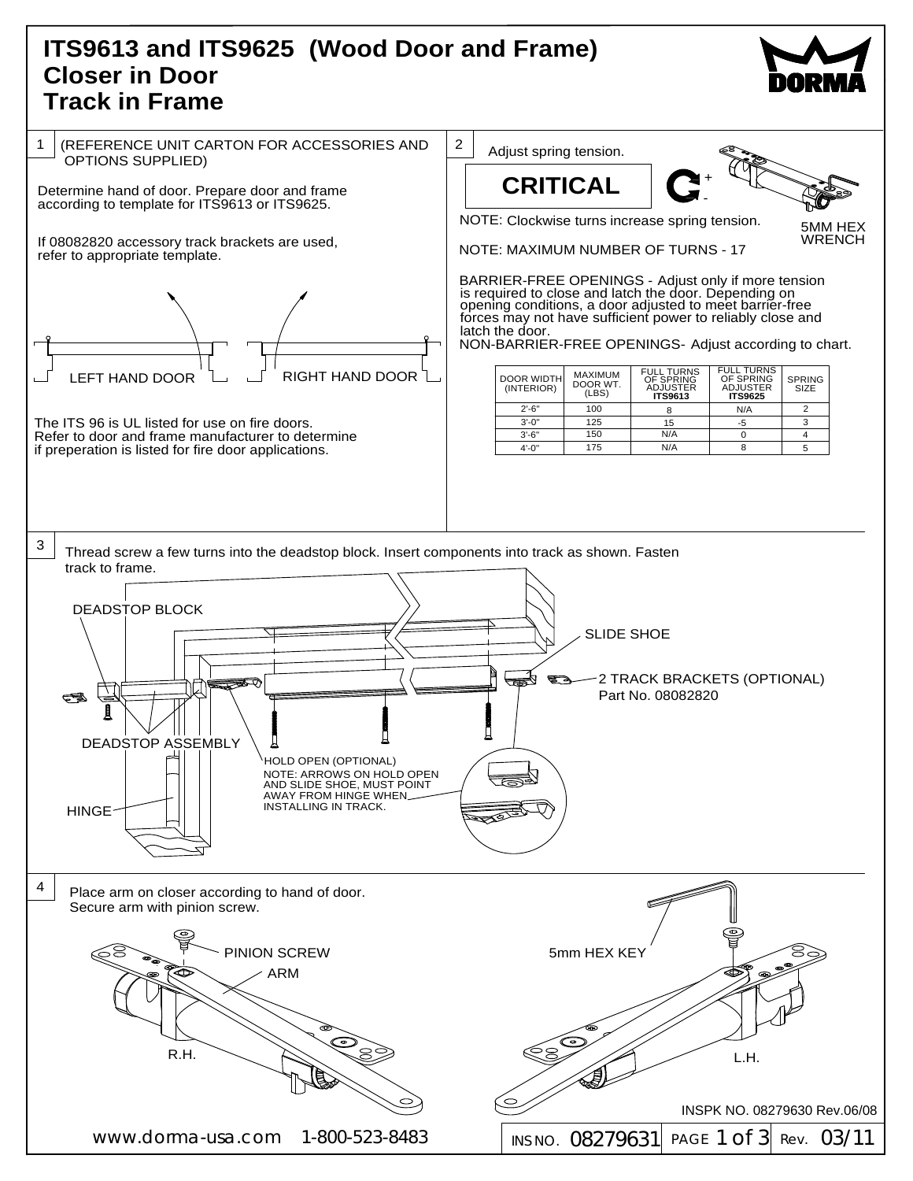# ITS9613 and ITS9625 (Wood Door and Frame)
# Closer in Door
# Track in Frame

DORMA

## 1

(REFERENCE UNIT CARTON FOR ACCESSORIES AND OPTIONS SUPPLIED)

Determine hand of door. Prepare door and frame according to template for ITS9613 or ITS9625.

If 08082820 accessory track brackets are used, refer to appropriate template.

LEFT HAND DOOR

RIGHT HAND DOOR

The ITS 96 is UL listed for use on fire doors. Refer to door and frame manufacturer to determine if preperation is listed for fire door applications.

## 2

Adjust spring tension.

**CRITICAL**

+
-

5MM HEX WRENCH

NOTE: Clockwise turns increase spring tension.

NOTE: MAXIMUM NUMBER OF TURNS - 17

BARRIER-FREE OPENINGS - Adjust only if more tension is required to close and latch the door. Depending on opening conditions, a door adjusted to meet barrier-free forces may not have sufficient power to reliably close and latch the door.

NON-BARRIER-FREE OPENINGS- Adjust according to chart.

| DOOR WIDTH (INTERIOR) | MAXIMUM DOOR WT. (LBS) | FULL TURNS OF SPRING ADJUSTER **ITS9613** | FULL TURNS OF SPRING ADJUSTER **ITS9625** | SPRING SIZE |
|---|---|---|---|---|
| 2'-6" | 100 | 8 | N/A | 2 |
| 3'-0" | 125 | 15 | -5 | 3 |
| 3'-6" | 150 | N/A | 0 | 4 |
| 4'-0" | 175 | N/A | 8 | 5 |

## 3

Thread screw a few turns into the deadstop block. Insert components into track as shown. Fasten track to frame.

DEADSTOP BLOCK

SLIDE SHOE

2 TRACK BRACKETS (OPTIONAL)
Part No. 08082820

DEADSTOP ASSEMBLY

HOLD OPEN (OPTIONAL)
NOTE: ARROWS ON HOLD OPEN AND SLIDE SHOE, MUST POINT AWAY FROM HINGE WHEN INSTALLING IN TRACK.

HINGE

## 4

Place arm on closer according to hand of door.
Secure arm with pinion screw.

PINION SCREW

ARM

5mm HEX KEY

R.H.

L.H.

INSPK NO. 08279630 Rev.06/08

www.dorma-usa.com 1-800-523-8483

INS NO. 08279631 PAGE 1 of 3 Rev. 03/11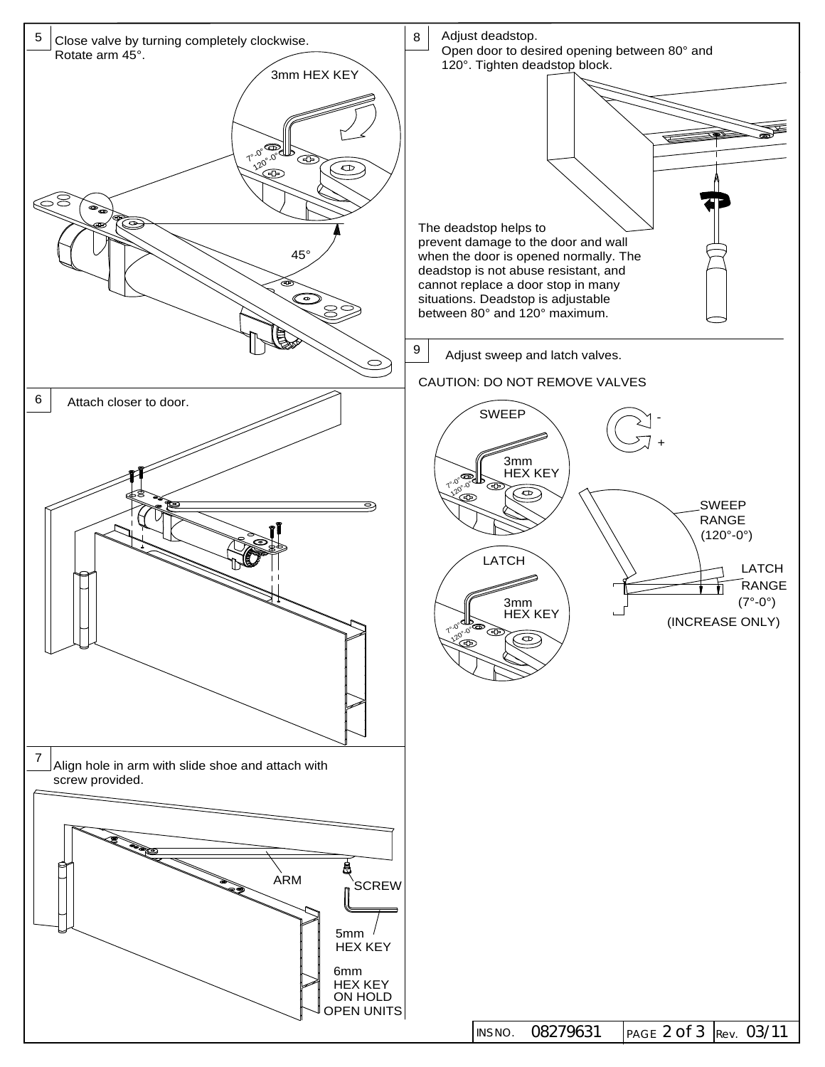## 5

Close valve by turning completely clockwise.
Rotate arm 45°.

3mm HEX KEY

7°-0°
120°-0°

45°

## 6

Attach closer to door.

## 7

Align hole in arm with slide shoe and attach with screw provided.

ARM

SCREW

5mm HEX KEY

6mm HEX KEY ON HOLD OPEN UNITS

## 8

Adjust deadstop.
Open door to desired opening between 80° and 120°. Tighten deadstop block.

The deadstop helps to prevent damage to the door and wall when the door is opened normally. The deadstop is not abuse resistant, and cannot replace a door stop in many situations. Deadstop is adjustable between 80° and 120° maximum.

## 9

Adjust sweep and latch valves.

CAUTION: DO NOT REMOVE VALVES

SWEEP

3mm HEX KEY

7°-0°
120°-0°

LATCH

3mm HEX KEY

7°-0°
120°-0°

-
+

SWEEP RANGE (120°-0°)

LATCH RANGE (7°-0°)
(INCREASE ONLY)

INS NO. 08279631 Rev. 03/11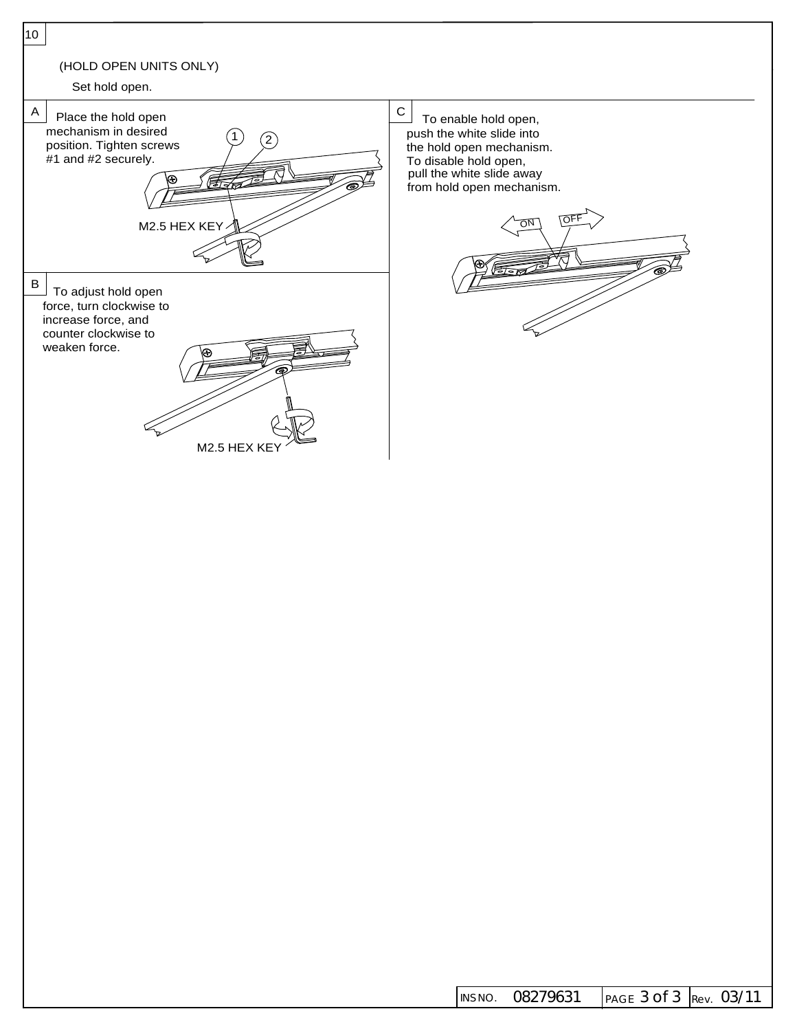## 10

(HOLD OPEN UNITS ONLY)

Set hold open.

**A** Place the hold open mechanism in desired position. Tighten screws #1 and #2 securely.

1 2

M2.5 HEX KEY

**B** To adjust hold open force, turn clockwise to increase force, and counter clockwise to weaken force.

M2.5 HEX KEY

**C** To enable hold open, push the white slide into the hold open mechanism. To disable hold open, pull the white slide away from hold open mechanism.

ON OFF

INS NO. 08279631 Rev. 03/11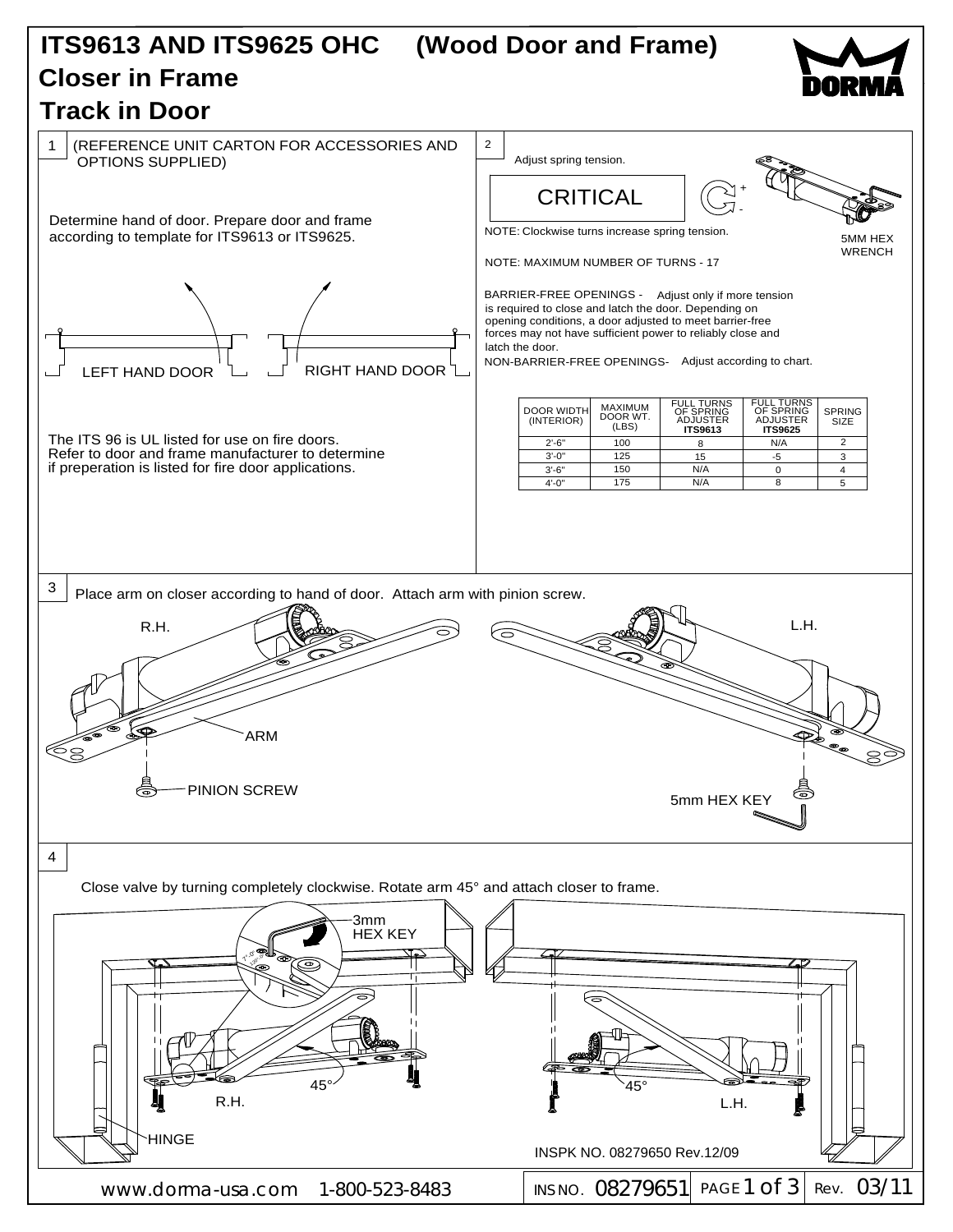# ITS9613 AND ITS9625 OHC (Wood Door and Frame)

## Closer in Frame

## Track in Door

### 1

(REFERENCE UNIT CARTON FOR ACCESSORIES AND OPTIONS SUPPLIED)

Determine hand of door. Prepare door and frame according to template for ITS9613 or ITS9625.

LEFT HAND DOOR

RIGHT HAND DOOR

The ITS 96 is UL listed for use on fire doors. Refer to door and frame manufacturer to determine if preperation is listed for fire door applications.

### 2

Adjust spring tension.

**CRITICAL**

NOTE: Clockwise turns increase spring tension.

5MM HEX WRENCH

NOTE: MAXIMUM NUMBER OF TURNS - 17

BARRIER-FREE OPENINGS - Adjust only if more tension is required to close and latch the door. Depending on opening conditions, a door adjusted to meet barrier-free forces may not have sufficient power to reliably close and latch the door.

NON-BARRIER-FREE OPENINGS- Adjust according to chart.

| DOOR WIDTH (INTERIOR) | MAXIMUM DOOR WT. (LBS) | FULL TURNS OF SPRING ADJUSTER **ITS9613** | FULL TURNS OF SPRING ADJUSTER **ITS9625** | SPRING SIZE |
|---|---|---|---|---|
| 2'-6" | 100 | 8 | N/A | 2 |
| 3'-0" | 125 | 15 | -5 | 3 |
| 3'-6" | 150 | N/A | 0 | 4 |
| 4'-0" | 175 | N/A | 8 | 5 |

### 3

Place arm on closer according to hand of door. Attach arm with pinion screw.

R.H. — ARM — PINION SCREW

L.H. — 5mm HEX KEY

### 4

Close valve by turning completely clockwise. Rotate arm 45° and attach closer to frame.

3mm HEX KEY

45° R.H. HINGE

45° L.H.

INSPK NO. 08279650 Rev.12/09

www.dorma-usa.com 1-800-523-8483

INS NO. 08279651 Rev. 03/11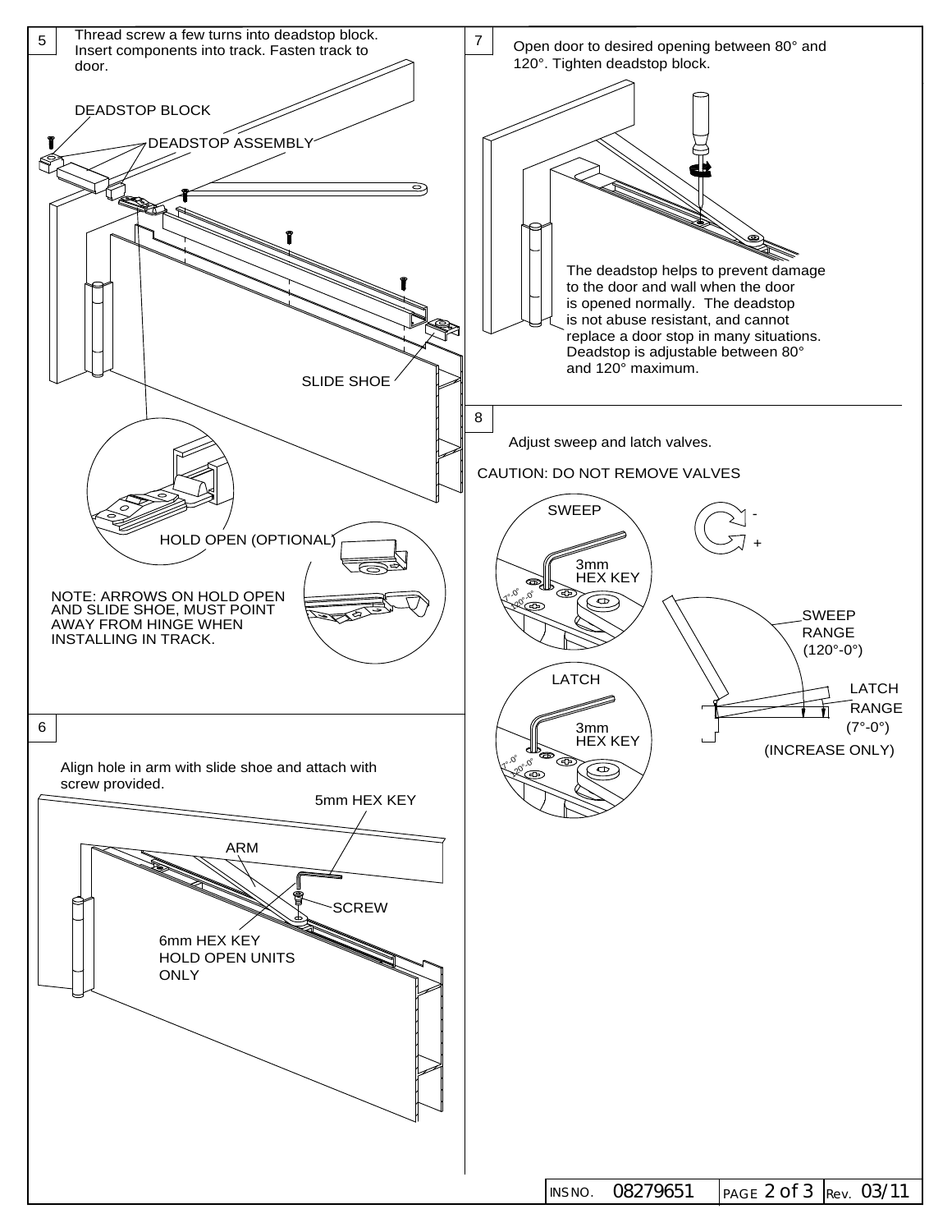## 5

Thread screw a few turns into deadstop block. Insert components into track. Fasten track to door.

DEADSTOP BLOCK

DEADSTOP ASSEMBLY

SLIDE SHOE

HOLD OPEN (OPTIONAL)

NOTE: ARROWS ON HOLD OPEN AND SLIDE SHOE, MUST POINT AWAY FROM HINGE WHEN INSTALLING IN TRACK.

## 6

Align hole in arm with slide shoe and attach with screw provided.

5mm HEX KEY

ARM

SCREW

6mm HEX KEY HOLD OPEN UNITS ONLY

## 7

Open door to desired opening between 80° and 120°. Tighten deadstop block.

The deadstop helps to prevent damage to the door and wall when the door is opened normally. The deadstop is not abuse resistant, and cannot replace a door stop in many situations. Deadstop is adjustable between 80° and 120° maximum.

## 8

Adjust sweep and latch valves.

CAUTION: DO NOT REMOVE VALVES

SWEEP

3mm HEX KEY

LATCH

3mm HEX KEY

SWEEP RANGE (120°-0°)

LATCH RANGE (7°-0°)

(INCREASE ONLY)

INS NO. 08279651 Rev. 03/11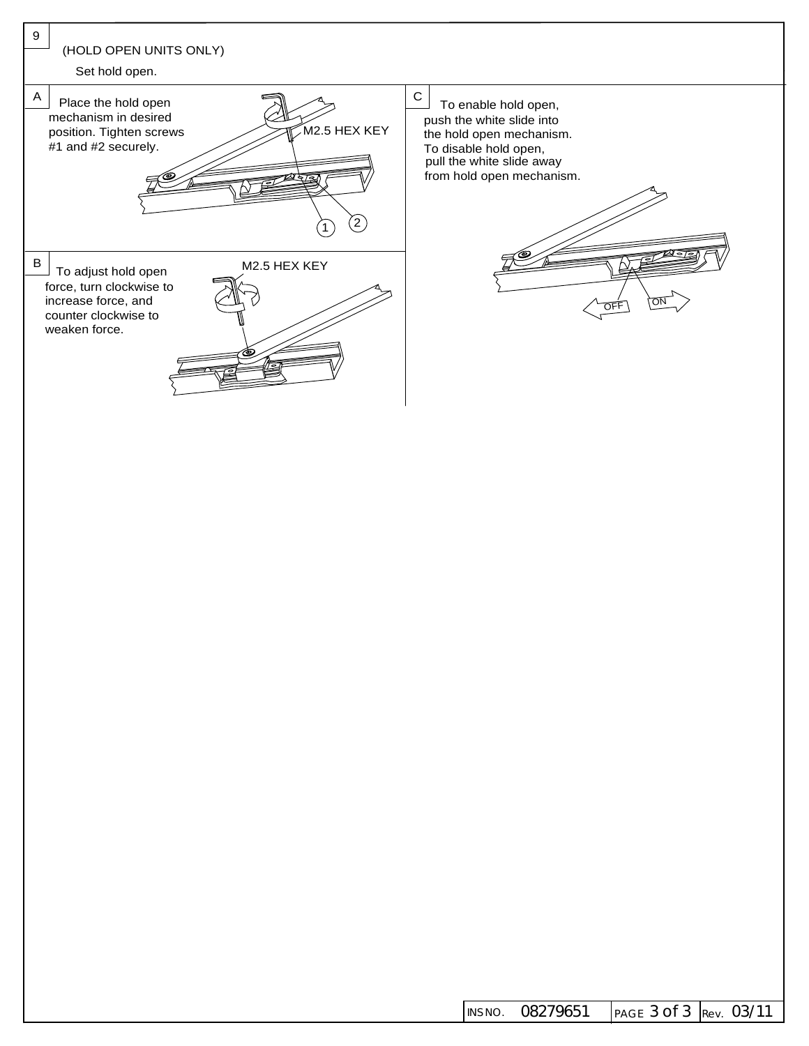## 9

(HOLD OPEN UNITS ONLY)

Set hold open.

**A** Place the hold open mechanism in desired position. Tighten screws #1 and #2 securely.

M2.5 HEX KEY

1 2

**B** To adjust hold open force, turn clockwise to increase force, and counter clockwise to weaken force.

M2.5 HEX KEY

**C** To enable hold open, push the white slide into the hold open mechanism. To disable hold open, pull the white slide away from hold open mechanism.

OFF ON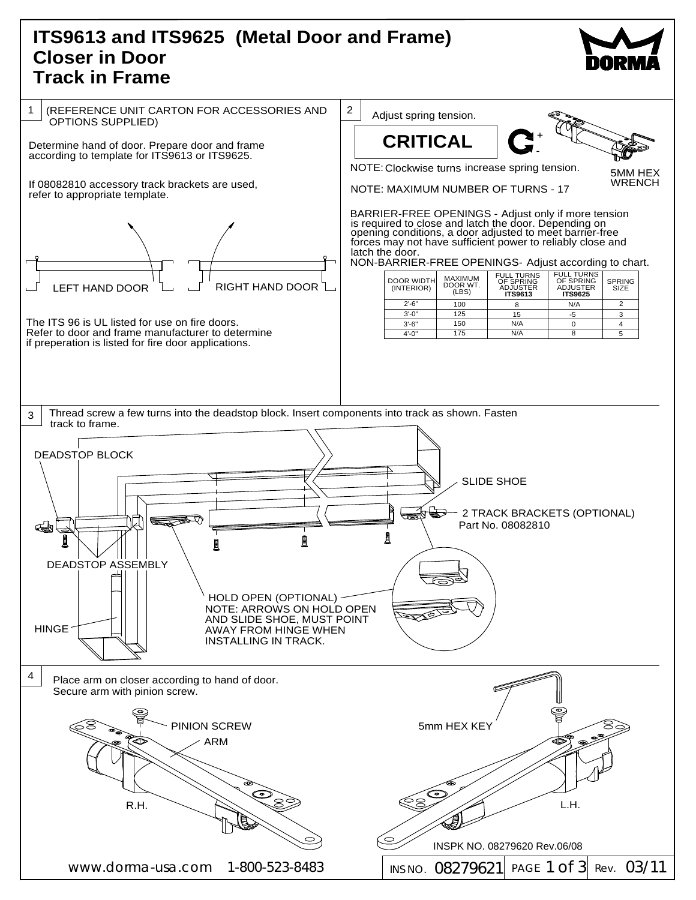# ITS9613 and ITS9625 (Metal Door and Frame)
# Closer in Door
# Track in Frame

DORMA

## 1

(REFERENCE UNIT CARTON FOR ACCESSORIES AND OPTIONS SUPPLIED)

Determine hand of door. Prepare door and frame according to template for ITS9613 or ITS9625.

If 08082810 accessory track brackets are used, refer to appropriate template.

LEFT HAND DOOR

RIGHT HAND DOOR

The ITS 96 is UL listed for use on fire doors. Refer to door and frame manufacturer to determine if preperation is listed for fire door applications.

## 2

Adjust spring tension.

**CRITICAL**

+ -

5MM HEX WRENCH

NOTE: Clockwise turns increase spring tension.

NOTE: MAXIMUM NUMBER OF TURNS - 17

BARRIER-FREE OPENINGS - Adjust only if more tension is required to close and latch the door. Depending on opening conditions, a door adjusted to meet barrier-free forces may not have sufficient power to reliably close and latch the door.

NON-BARRIER-FREE OPENINGS- Adjust according to chart.

| DOOR WIDTH (INTERIOR) | MAXIMUM DOOR WT. (LBS) | FULL TURNS OF SPRING ADJUSTER **ITS9613** | FULL TURNS OF SPRING ADJUSTER **ITS9625** | SPRING SIZE |
|---|---|---|---|---|
| 2'-6" | 100 | 8 | N/A | 2 |
| 3'-0" | 125 | 15 | -5 | 3 |
| 3'-6" | 150 | N/A | 0 | 4 |
| 4'-0" | 175 | N/A | 8 | 5 |

## 3

Thread screw a few turns into the deadstop block. Insert components into track as shown. Fasten track to frame.

DEADSTOP BLOCK

SLIDE SHOE

2 TRACK BRACKETS (OPTIONAL) Part No. 08082810

DEADSTOP ASSEMBLY

HOLD OPEN (OPTIONAL)
NOTE: ARROWS ON HOLD OPEN AND SLIDE SHOE, MUST POINT AWAY FROM HINGE WHEN INSTALLING IN TRACK.

HINGE

## 4

Place arm on closer according to hand of door. Secure arm with pinion screw.

PINION SCREW

ARM

5mm HEX KEY

R.H.

L.H.

INSPK NO. 08279620 Rev.06/08

www.dorma-usa.com 1-800-523-8483

INS NO. 08279621 PAGE 1 of 3 Rev. 03/11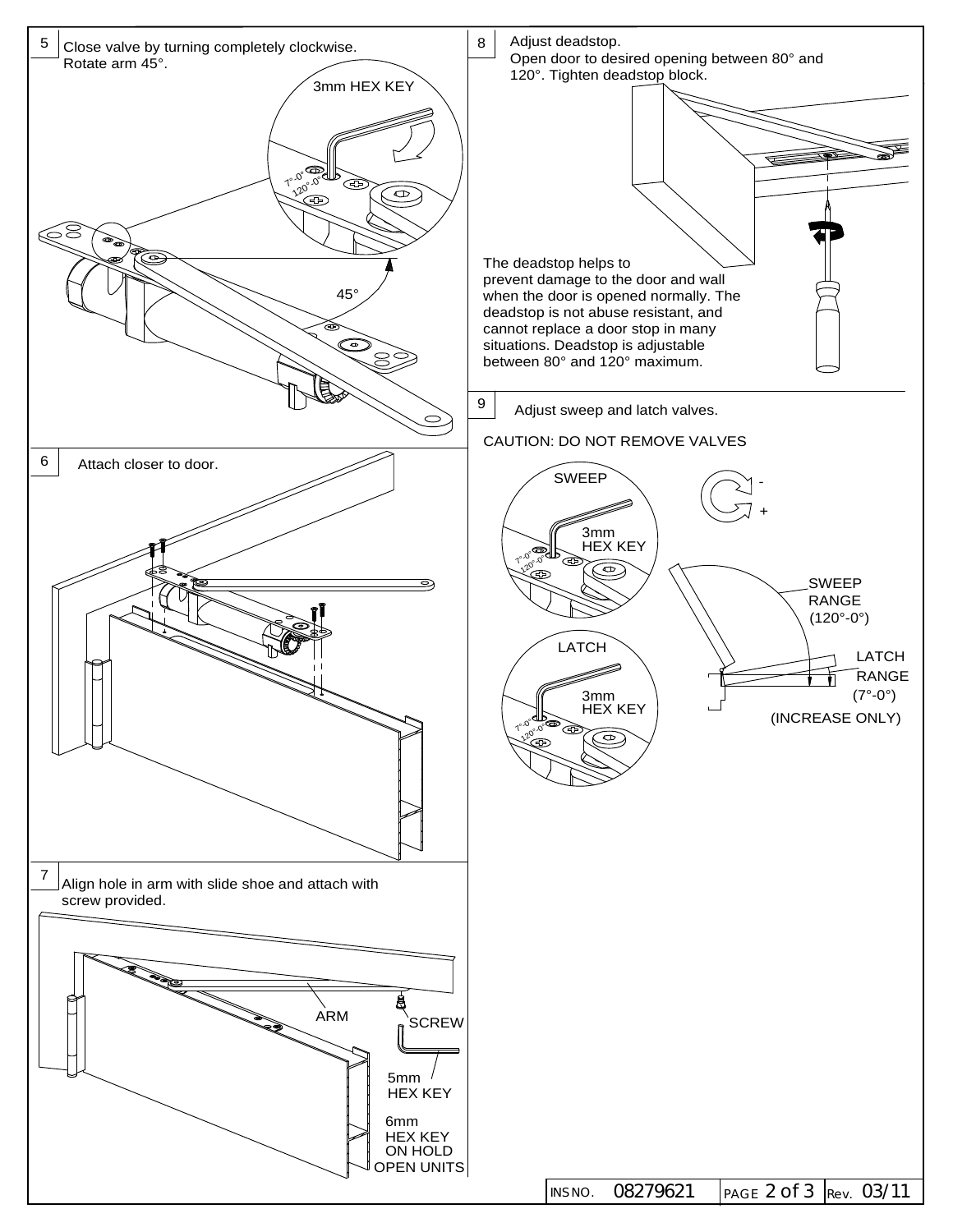## 5 Close valve by turning completely clockwise.

Rotate arm 45°.

3mm HEX KEY

7°-0°

120°-0°

45°

## 6 Attach closer to door.

## 7 Align hole in arm with slide shoe and attach with screw provided.

ARM

SCREW

5mm HEX KEY

6mm HEX KEY ON HOLD OPEN UNITS

## 8 Adjust deadstop.

Open door to desired opening between 80° and 120°. Tighten deadstop block.

The deadstop helps to prevent damage to the door and wall when the door is opened normally. The deadstop is not abuse resistant, and cannot replace a door stop in many situations. Deadstop is adjustable between 80° and 120° maximum.

## 9 Adjust sweep and latch valves.

CAUTION: DO NOT REMOVE VALVES

SWEEP

3mm HEX KEY

LATCH

3mm HEX KEY

7°-0°

120°-0°

-

+

SWEEP RANGE (120°-0°)

LATCH RANGE (7°-0°)

(INCREASE ONLY)

INS NO. 08279621 Rev. 03/11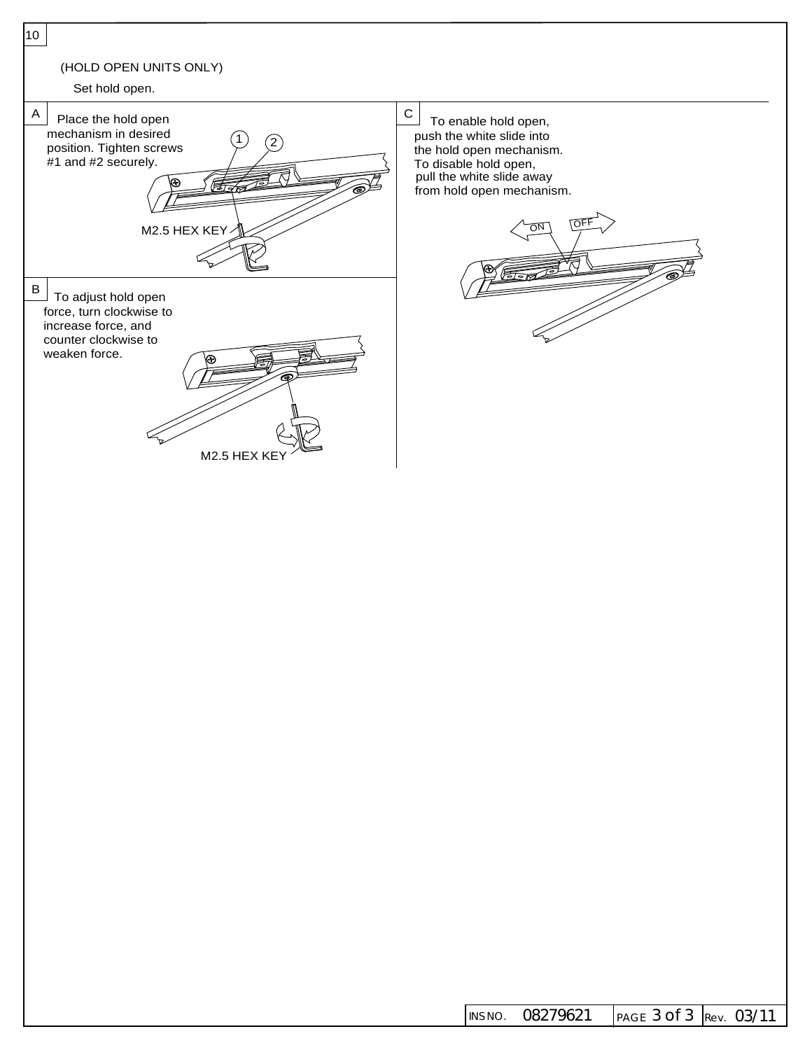## 10

(HOLD OPEN UNITS ONLY)

Set hold open.

**A** Place the hold open mechanism in desired position. Tighten screws #1 and #2 securely.

1 2

M2.5 HEX KEY

**B** To adjust hold open force, turn clockwise to increase force, and counter clockwise to weaken force.

M2.5 HEX KEY

**C** To enable hold open, push the white slide into the hold open mechanism. To disable hold open, pull the white slide away from hold open mechanism.

ON OFF

INS NO. 08279621 | Rev. 03/11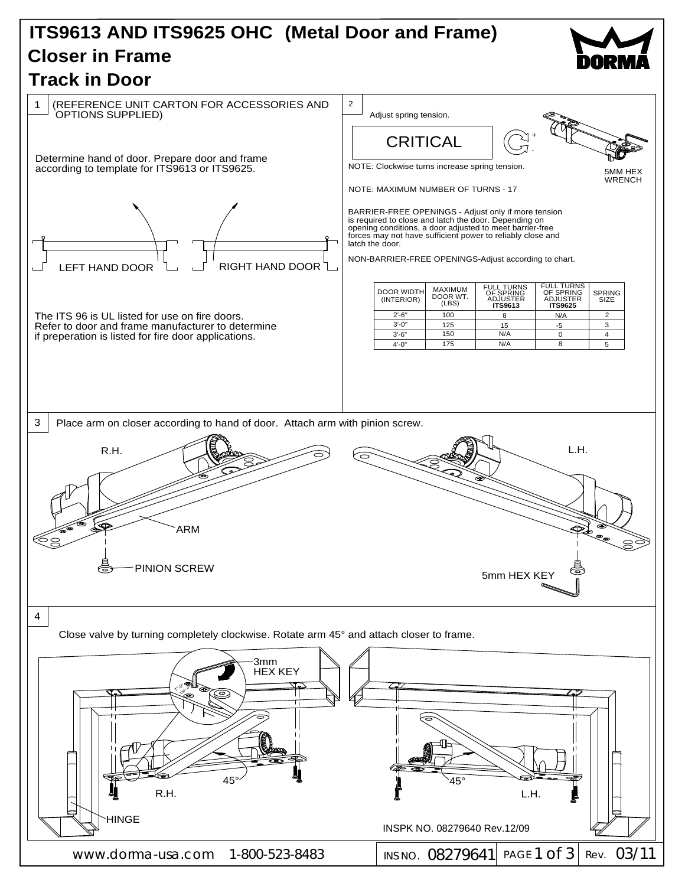# ITS9613 AND ITS9625 OHC (Metal Door and Frame)

## Closer in Frame

## Track in Door

**1** (REFERENCE UNIT CARTON FOR ACCESSORIES AND OPTIONS SUPPLIED)

Determine hand of door. Prepare door and frame according to template for ITS9613 or ITS9625.

LEFT HAND DOOR    RIGHT HAND DOOR

The ITS 96 is UL listed for use on fire doors. Refer to door and frame manufacturer to determine if preperation is listed for fire door applications.

**2** Adjust spring tension.

CRITICAL

NOTE: Clockwise turns increase spring tension.

5MM HEX WRENCH

NOTE: MAXIMUM NUMBER OF TURNS - 17

BARRIER-FREE OPENINGS - Adjust only if more tension is required to close and latch the door. Depending on opening conditions, a door adjusted to meet barrier-free forces may not have sufficient power to reliably close and latch the door.

NON-BARRIER-FREE OPENINGS-Adjust according to chart.

| DOOR WIDTH (INTERIOR) | MAXIMUM DOOR WT. (LBS) | FULL TURNS OF SPRING ADJUSTER **ITS9613** | FULL TURNS OF SPRING ADJUSTER **ITS9625** | SPRING SIZE |
|---|---|---|---|---|
| 2'-6" | 100 | 8 | N/A | 2 |
| 3'-0" | 125 | 15 | -5 | 3 |
| 3'-6" | 150 | N/A | 0 | 4 |
| 4'-0" | 175 | N/A | 8 | 5 |

**3** Place arm on closer according to hand of door. Attach arm with pinion screw.

R.H.    L.H.

ARM

PINION SCREW

5mm HEX KEY

**4** Close valve by turning completely clockwise. Rotate arm 45° and attach closer to frame.

3mm HEX KEY

45°    45°

R.H.    L.H.

HINGE

INSPK NO. 08279640 Rev.12/09

www.dorma-usa.com 1-800-523-8483    INS NO. 08279641    Rev. 03/11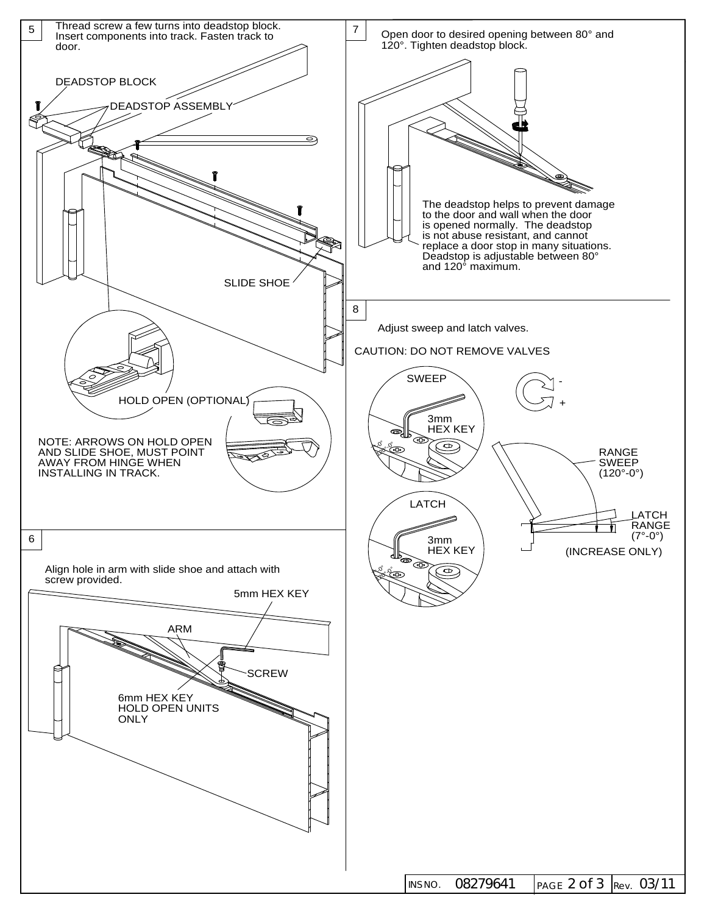## 5

Thread screw a few turns into deadstop block. Insert components into track. Fasten track to door.

DEADSTOP BLOCK

DEADSTOP ASSEMBLY

SLIDE SHOE

HOLD OPEN (OPTIONAL)

NOTE: ARROWS ON HOLD OPEN AND SLIDE SHOE, MUST POINT AWAY FROM HINGE WHEN INSTALLING IN TRACK.

## 6

Align hole in arm with slide shoe and attach with screw provided.

5mm HEX KEY

ARM

SCREW

6mm HEX KEY HOLD OPEN UNITS ONLY

## 7

Open door to desired opening between 80° and 120°. Tighten deadstop block.

The deadstop helps to prevent damage to the door and wall when the door is opened normally. The deadstop is not abuse resistant, and cannot replace a door stop in many situations. Deadstop is adjustable between 80° and 120° maximum.

## 8

Adjust sweep and latch valves.

CAUTION: DO NOT REMOVE VALVES

SWEEP

3mm HEX KEY

LATCH

3mm HEX KEY

RANGE SWEEP (120°-0°)

LATCH RANGE (7°-0°)

(INCREASE ONLY)

INS NO. 08279641 Rev. 03/11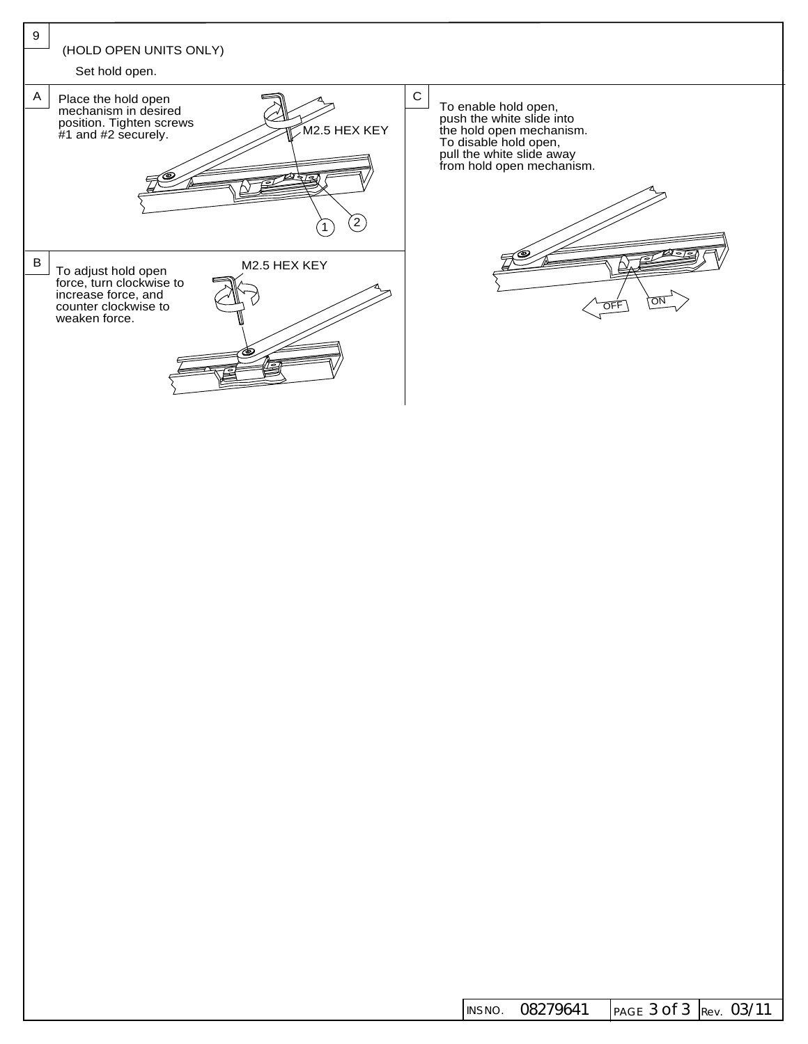9

(HOLD OPEN UNITS ONLY)

Set hold open.

A

Place the hold open mechanism in desired position. Tighten screws #1 and #2 securely.

M2.5 HEX KEY

1

2

B

To adjust hold open force, turn clockwise to increase force, and counter clockwise to weaken force.

M2.5 HEX KEY

C

To enable hold open, push the white slide into the hold open mechanism. To disable hold open, pull the white slide away from hold open mechanism.

OFF

ON

INS NO. 08279641 Rev. 03/11